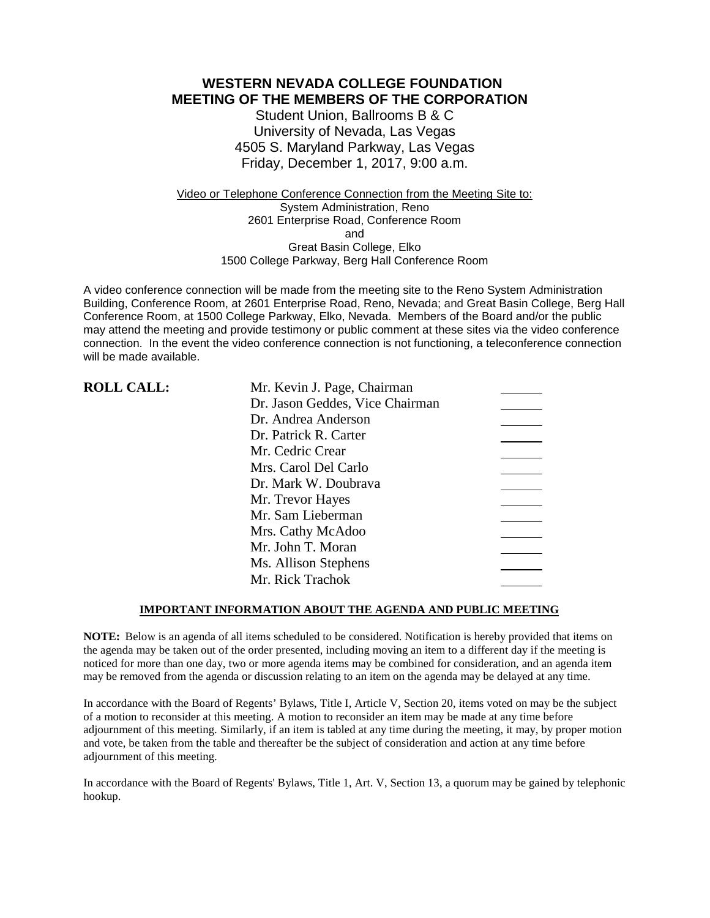# WESTERN NEVADA COLLEGE FOUNDATION
# MEETING OF THE MEMBERS OF THE CORPORATION

Student Union, Ballrooms B & C
University of Nevada, Las Vegas
4505 S. Maryland Parkway, Las Vegas
Friday, December 1, 2017, 9:00 a.m.

Video or Telephone Conference Connection from the Meeting Site to:
System Administration, Reno
2601 Enterprise Road, Conference Room
and
Great Basin College, Elko
1500 College Parkway, Berg Hall Conference Room

A video conference connection will be made from the meeting site to the Reno System Administration Building, Conference Room, at 2601 Enterprise Road, Reno, Nevada; and Great Basin College, Berg Hall Conference Room, at 1500 College Parkway, Elko, Nevada. Members of the Board and/or the public may attend the meeting and provide testimony or public comment at these sites via the video conference connection. In the event the video conference connection is not functioning, a teleconference connection will be made available.

**ROLL CALL:**

| | | |
|---|---|---|
| | Mr. Kevin J. Page, Chairman | ______ |
| | Dr. Jason Geddes, Vice Chairman | ______ |
| | Dr. Andrea Anderson | ______ |
| | Dr. Patrick R. Carter | ______ |
| | Mr. Cedric Crear | ______ |
| | Mrs. Carol Del Carlo | ______ |
| | Dr. Mark W. Doubrava | ______ |
| | Mr. Trevor Hayes | ______ |
| | Mr. Sam Lieberman | ______ |
| | Mrs. Cathy McAdoo | ______ |
| | Mr. John T. Moran | ______ |
| | Ms. Allison Stephens | ______ |
| | Mr. Rick Trachok | ______ |

**IMPORTANT INFORMATION ABOUT THE AGENDA AND PUBLIC MEETING**

**NOTE:** Below is an agenda of all items scheduled to be considered. Notification is hereby provided that items on the agenda may be taken out of the order presented, including moving an item to a different day if the meeting is noticed for more than one day, two or more agenda items may be combined for consideration, and an agenda item may be removed from the agenda or discussion relating to an item on the agenda may be delayed at any time.

In accordance with the Board of Regents' Bylaws, Title I, Article V, Section 20, items voted on may be the subject of a motion to reconsider at this meeting. A motion to reconsider an item may be made at any time before adjournment of this meeting. Similarly, if an item is tabled at any time during the meeting, it may, by proper motion and vote, be taken from the table and thereafter be the subject of consideration and action at any time before adjournment of this meeting.

In accordance with the Board of Regents' Bylaws, Title 1, Art. V, Section 13, a quorum may be gained by telephonic hookup.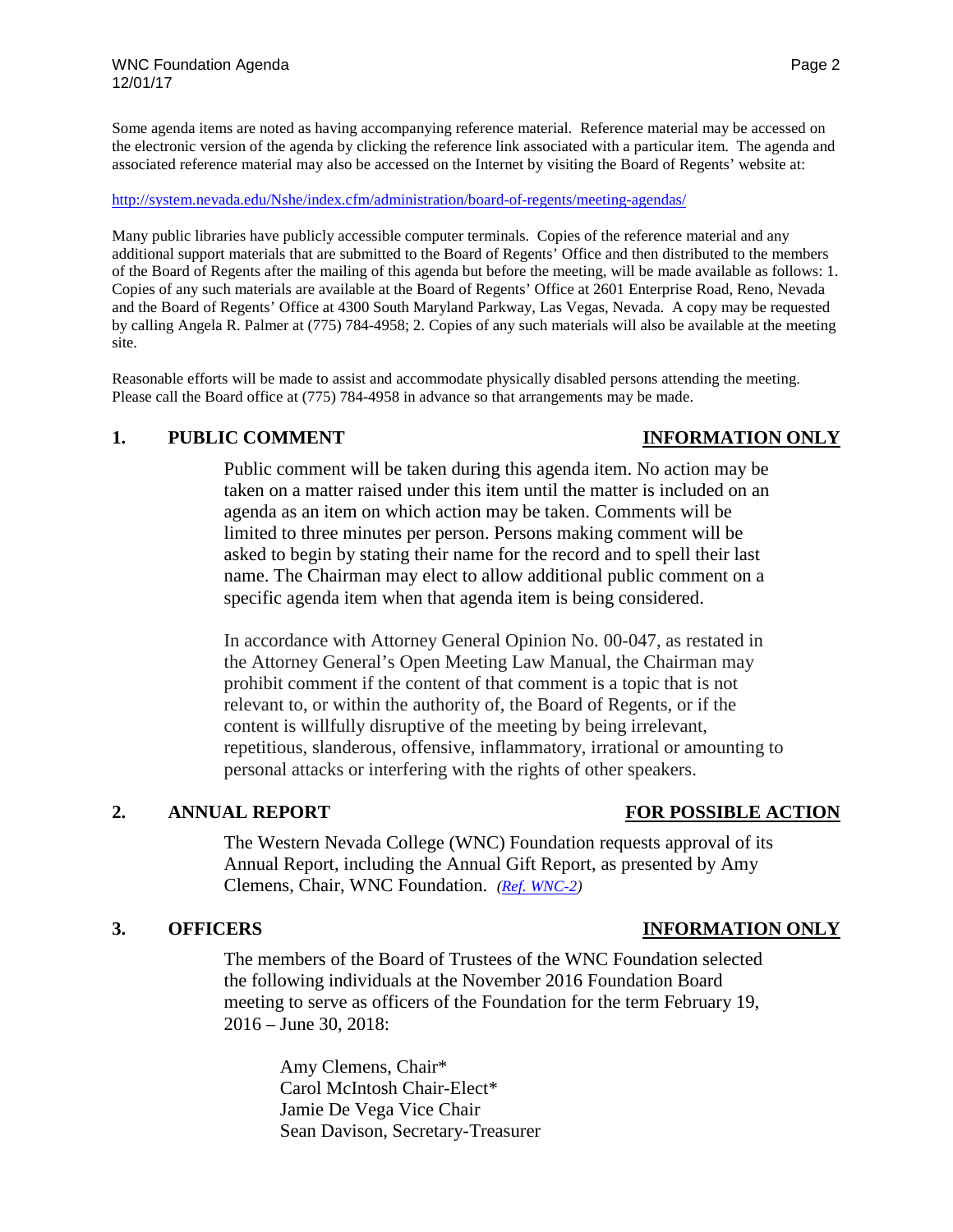Some agenda items are noted as having accompanying reference material. Reference material may be accessed on the electronic version of the agenda by clicking the reference link associated with a particular item. The agenda and associated reference material may also be accessed on the Internet by visiting the Board of Regents' website at:

http://system.nevada.edu/Nshe/index.cfm/administration/board-of-regents/meeting-agendas/

Many public libraries have publicly accessible computer terminals. Copies of the reference material and any additional support materials that are submitted to the Board of Regents' Office and then distributed to the members of the Board of Regents after the mailing of this agenda but before the meeting, will be made available as follows: 1. Copies of any such materials are available at the Board of Regents' Office at 2601 Enterprise Road, Reno, Nevada and the Board of Regents' Office at 4300 South Maryland Parkway, Las Vegas, Nevada. A copy may be requested by calling Angela R. Palmer at (775) 784-4958; 2. Copies of any such materials will also be available at the meeting site.

Reasonable efforts will be made to assist and accommodate physically disabled persons attending the meeting. Please call the Board office at (775) 784-4958 in advance so that arrangements may be made.

## 1. PUBLIC COMMENT — INFORMATION ONLY

Public comment will be taken during this agenda item. No action may be taken on a matter raised under this item until the matter is included on an agenda as an item on which action may be taken. Comments will be limited to three minutes per person. Persons making comment will be asked to begin by stating their name for the record and to spell their last name. The Chairman may elect to allow additional public comment on a specific agenda item when that agenda item is being considered.

In accordance with Attorney General Opinion No. 00-047, as restated in the Attorney General's Open Meeting Law Manual, the Chairman may prohibit comment if the content of that comment is a topic that is not relevant to, or within the authority of, the Board of Regents, or if the content is willfully disruptive of the meeting by being irrelevant, repetitious, slanderous, offensive, inflammatory, irrational or amounting to personal attacks or interfering with the rights of other speakers.

## 2. ANNUAL REPORT — FOR POSSIBLE ACTION

The Western Nevada College (WNC) Foundation requests approval of its Annual Report, including the Annual Gift Report, as presented by Amy Clemens, Chair, WNC Foundation. *(Ref. WNC-2)*

## 3. OFFICERS — INFORMATION ONLY

The members of the Board of Trustees of the WNC Foundation selected the following individuals at the November 2016 Foundation Board meeting to serve as officers of the Foundation for the term February 19, 2016 – June 30, 2018:

Amy Clemens, Chair*
Carol McIntosh Chair-Elect*
Jamie De Vega Vice Chair
Sean Davison, Secretary-Treasurer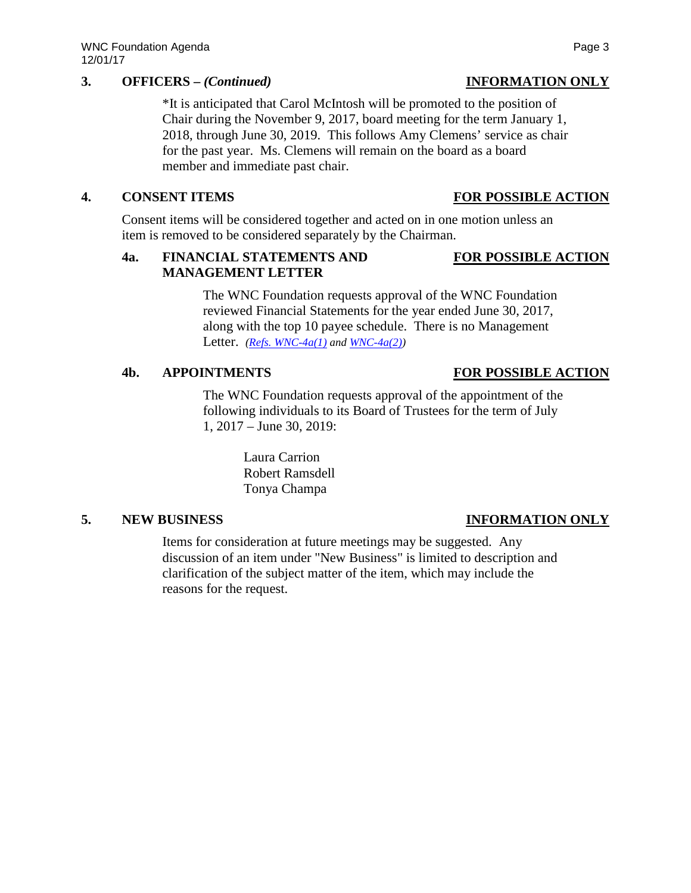### 3. OFFICERS – *(Continued)* INFORMATION ONLY

*It is anticipated that Carol McIntosh will be promoted to the position of Chair during the November 9, 2017, board meeting for the term January 1, 2018, through June 30, 2019. This follows Amy Clemens' service as chair for the past year. Ms. Clemens will remain on the board as a board member and immediate past chair.

### 4. CONSENT ITEMS FOR POSSIBLE ACTION

Consent items will be considered together and acted on in one motion unless an item is removed to be considered separately by the Chairman.

#### 4a. FINANCIAL STATEMENTS AND MANAGEMENT LETTER FOR POSSIBLE ACTION

The WNC Foundation requests approval of the WNC Foundation reviewed Financial Statements for the year ended June 30, 2017, along with the top 10 payee schedule. There is no Management Letter. *(Refs. WNC-4a(1) and WNC-4a(2))*

#### 4b. APPOINTMENTS FOR POSSIBLE ACTION

The WNC Foundation requests approval of the appointment of the following individuals to its Board of Trustees for the term of July 1, 2017 – June 30, 2019:

Laura Carrion
Robert Ramsdell
Tonya Champa

### 5. NEW BUSINESS INFORMATION ONLY

Items for consideration at future meetings may be suggested. Any discussion of an item under "New Business" is limited to description and clarification of the subject matter of the item, which may include the reasons for the request.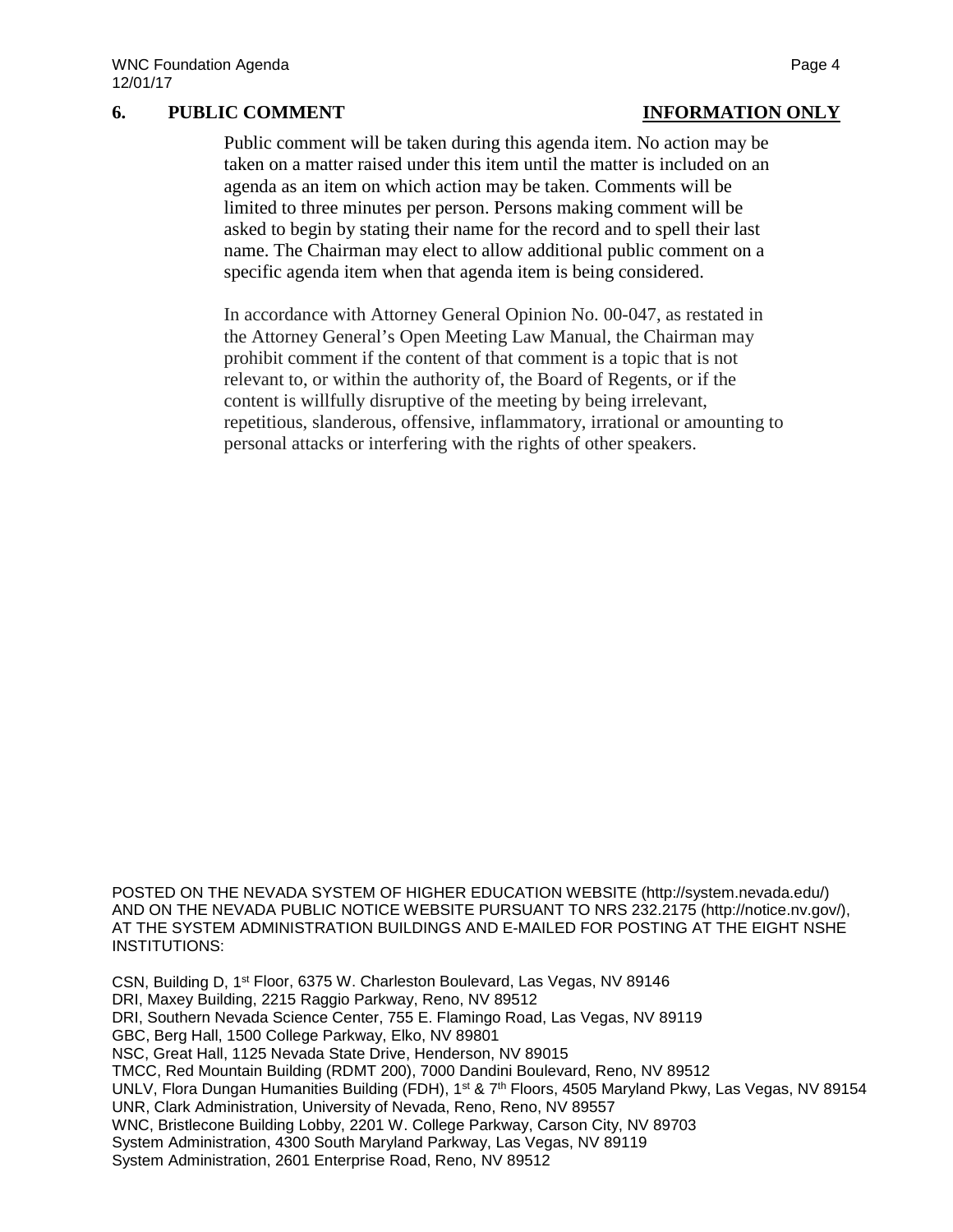## 6. PUBLIC COMMENT **INFORMATION ONLY**

Public comment will be taken during this agenda item. No action may be taken on a matter raised under this item until the matter is included on an agenda as an item on which action may be taken. Comments will be limited to three minutes per person. Persons making comment will be asked to begin by stating their name for the record and to spell their last name. The Chairman may elect to allow additional public comment on a specific agenda item when that agenda item is being considered.

In accordance with Attorney General Opinion No. 00-047, as restated in the Attorney General's Open Meeting Law Manual, the Chairman may prohibit comment if the content of that comment is a topic that is not relevant to, or within the authority of, the Board of Regents, or if the content is willfully disruptive of the meeting by being irrelevant, repetitious, slanderous, offensive, inflammatory, irrational or amounting to personal attacks or interfering with the rights of other speakers.

POSTED ON THE NEVADA SYSTEM OF HIGHER EDUCATION WEBSITE (http://system.nevada.edu/) AND ON THE NEVADA PUBLIC NOTICE WEBSITE PURSUANT TO NRS 232.2175 (http://notice.nv.gov/), AT THE SYSTEM ADMINISTRATION BUILDINGS AND E-MAILED FOR POSTING AT THE EIGHT NSHE INSTITUTIONS:

CSN, Building D, 1st Floor, 6375 W. Charleston Boulevard, Las Vegas, NV 89146
DRI, Maxey Building, 2215 Raggio Parkway, Reno, NV 89512
DRI, Southern Nevada Science Center, 755 E. Flamingo Road, Las Vegas, NV 89119
GBC, Berg Hall, 1500 College Parkway, Elko, NV 89801
NSC, Great Hall, 1125 Nevada State Drive, Henderson, NV 89015
TMCC, Red Mountain Building (RDMT 200), 7000 Dandini Boulevard, Reno, NV 89512
UNLV, Flora Dungan Humanities Building (FDH), 1st & 7th Floors, 4505 Maryland Pkwy, Las Vegas, NV 89154
UNR, Clark Administration, University of Nevada, Reno, Reno, NV 89557
WNC, Bristlecone Building Lobby, 2201 W. College Parkway, Carson City, NV 89703
System Administration, 4300 South Maryland Parkway, Las Vegas, NV 89119
System Administration, 2601 Enterprise Road, Reno, NV 89512